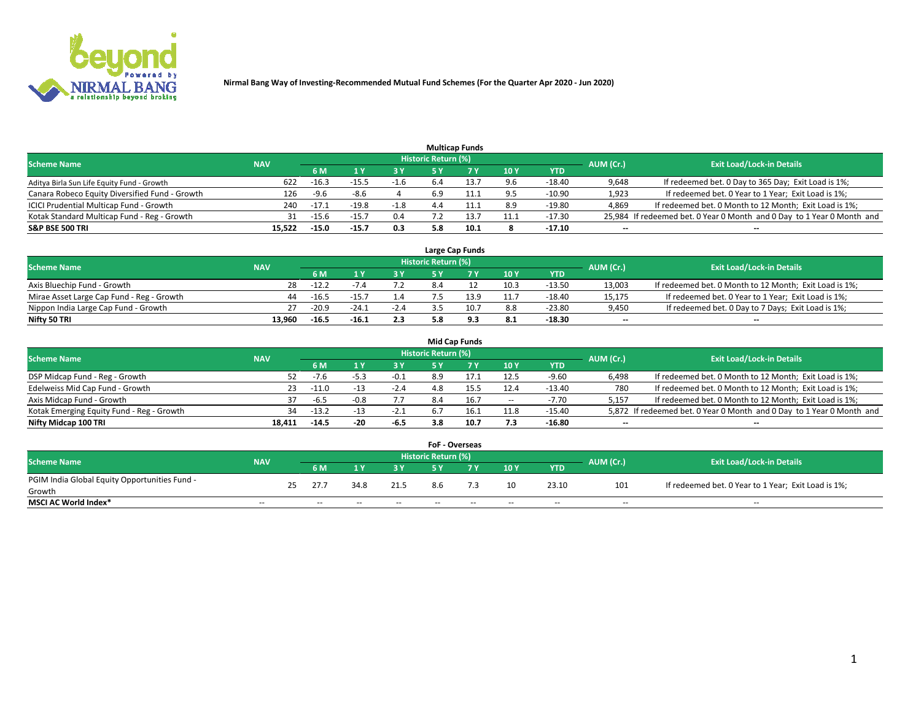**Nirmal Bang Way of Investing-Recommended Mutual Fund Schemes (For the Quarter Apr 2020 - Jun 2020)**

### Multicap Funds

| Scheme Name | NAV | Historic Return (%) | | | | | | | AUM (Cr.) | Exit Load/Lock-in Details |
|---|---|---|---|---|---|---|---|---|---|---|
| | | 6 M | 1 Y | 3 Y | 5 Y | 7 Y | 10 Y | YTD | | |
| Aditya Birla Sun Life Equity Fund - Growth | 622 | -16.3 | -15.5 | -1.6 | 6.4 | 13.7 | 9.6 | -18.40 | 9,648 | If redeemed bet. 0 Day to 365 Day; Exit Load is 1%; |
| Canara Robeco Equity Diversified Fund - Growth | 126 | -9.6 | -8.6 | 4 | 6.9 | 11.1 | 9.5 | -10.90 | 1,923 | If redeemed bet. 0 Year to 1 Year; Exit Load is 1%; |
| ICICI Prudential Multicap Fund - Growth | 240 | -17.1 | -19.8 | -1.8 | 4.4 | 11.1 | 8.9 | -19.80 | 4,869 | If redeemed bet. 0 Month to 12 Month; Exit Load is 1%; |
| Kotak Standard Multicap Fund - Reg - Growth | 31 | -15.6 | -15.7 | 0.4 | 7.2 | 13.7 | 11.1 | -17.30 | 25,984 | If redeemed bet. 0 Year 0 Month and 0 Day to 1 Year 0 Month and |
| **S&P BSE 500 TRI** | **15,522** | **-15.0** | **-15.7** | **0.3** | **5.8** | **10.1** | **8** | **-17.10** | -- | -- |

### Large Cap Funds

| Scheme Name | NAV | Historic Return (%) | | | | | | | AUM (Cr.) | Exit Load/Lock-in Details |
|---|---|---|---|---|---|---|---|---|---|---|
| | | 6 M | 1 Y | 3 Y | 5 Y | 7 Y | 10 Y | YTD | | |
| Axis Bluechip Fund - Growth | 28 | -12.2 | -7.4 | 7.2 | 8.4 | 12 | 10.3 | -13.50 | 13,003 | If redeemed bet. 0 Month to 12 Month; Exit Load is 1%; |
| Mirae Asset Large Cap Fund - Reg - Growth | 44 | -16.5 | -15.7 | 1.4 | 7.5 | 13.9 | 11.7 | -18.40 | 15,175 | If redeemed bet. 0 Year to 1 Year; Exit Load is 1%; |
| Nippon India Large Cap Fund - Growth | 27 | -20.9 | -24.1 | -2.4 | 3.5 | 10.7 | 8.8 | -23.80 | 9,450 | If redeemed bet. 0 Day to 7 Days; Exit Load is 1%; |
| **Nifty 50 TRI** | **13,960** | **-16.5** | **-16.1** | **2.3** | **5.8** | **9.3** | **8.1** | **-18.30** | -- | -- |

### Mid Cap Funds

| Scheme Name | NAV | Historic Return (%) | | | | | | | AUM (Cr.) | Exit Load/Lock-in Details |
|---|---|---|---|---|---|---|---|---|---|---|
| | | 6 M | 1 Y | 3 Y | 5 Y | 7 Y | 10 Y | YTD | | |
| DSP Midcap Fund - Reg - Growth | 52 | -7.6 | -5.3 | -0.1 | 8.9 | 17.1 | 12.5 | -9.60 | 6,498 | If redeemed bet. 0 Month to 12 Month; Exit Load is 1%; |
| Edelweiss Mid Cap Fund - Growth | 23 | -11.0 | -13 | -2.4 | 4.8 | 15.5 | 12.4 | -13.40 | 780 | If redeemed bet. 0 Month to 12 Month; Exit Load is 1%; |
| Axis Midcap Fund - Growth | 37 | -6.5 | -0.8 | 7.7 | 8.4 | 16.7 | -- | -7.70 | 5,157 | If redeemed bet. 0 Month to 12 Month; Exit Load is 1%; |
| Kotak Emerging Equity Fund - Reg - Growth | 34 | -13.2 | -13 | -2.1 | 6.7 | 16.1 | 11.8 | -15.40 | 5,872 | If redeemed bet. 0 Year 0 Month and 0 Day to 1 Year 0 Month and |
| **Nifty Midcap 100 TRI** | **18,411** | **-14.5** | **-20** | **-6.5** | **3.8** | **10.7** | **7.3** | **-16.80** | -- | -- |

### FoF - Overseas

| Scheme Name | NAV | Historic Return (%) | | | | | | | AUM (Cr.) | Exit Load/Lock-in Details |
|---|---|---|---|---|---|---|---|---|---|---|
| | | 6 M | 1 Y | 3 Y | 5 Y | 7 Y | 10 Y | YTD | | |
| PGIM India Global Equity Opportunities Fund - Growth | 25 | 27.7 | 34.8 | 21.5 | 8.6 | 7.3 | 10 | 23.10 | 101 | If redeemed bet. 0 Year to 1 Year; Exit Load is 1%; |
| **MSCI AC World Index*** | -- | -- | -- | -- | -- | -- | -- | -- | -- | -- |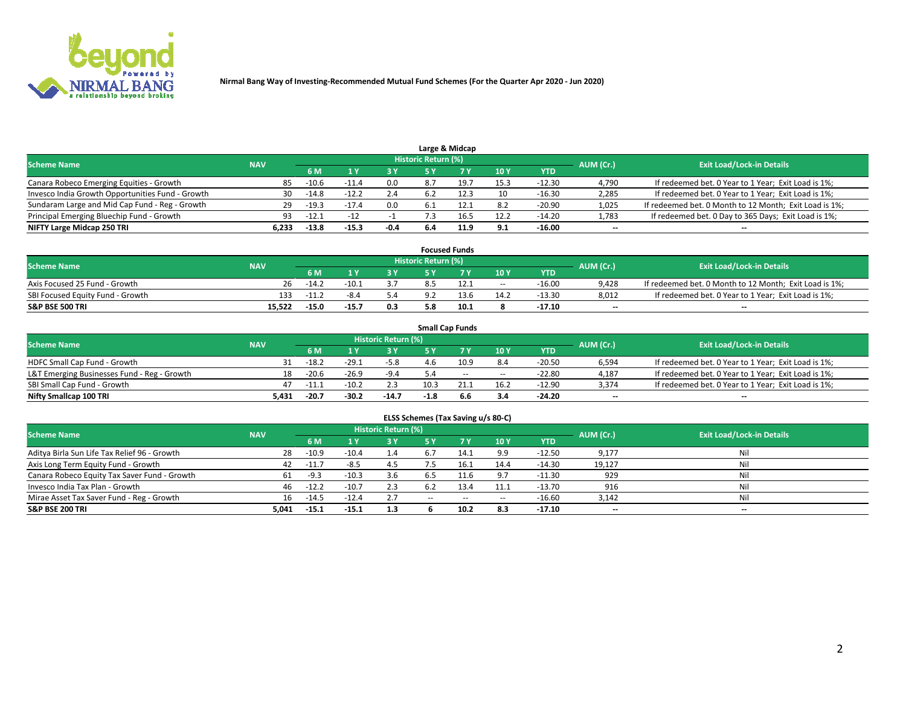Nirmal Bang Way of Investing-Recommended Mutual Fund Schemes (For the Quarter Apr 2020 - Jun 2020)

## Large & Midcap

| Scheme Name | NAV | Historic Return (%) | | | | | | | AUM (Cr.) | Exit Load/Lock-in Details |
|---|---|---|---|---|---|---|---|---|---|---|
| | | 6 M | 1 Y | 3 Y | 5 Y | 7 Y | 10 Y | YTD | | |
| Canara Robeco Emerging Equities - Growth | 85 | -10.6 | -11.4 | 0.0 | 8.7 | 19.7 | 15.3 | -12.30 | 4,790 | If redeemed bet. 0 Year to 1 Year; Exit Load is 1%; |
| Invesco India Growth Opportunities Fund - Growth | 30 | -14.8 | -12.2 | 2.4 | 6.2 | 12.3 | 10 | -16.30 | 2,285 | If redeemed bet. 0 Year to 1 Year; Exit Load is 1%; |
| Sundaram Large and Mid Cap Fund - Reg - Growth | 29 | -19.3 | -17.4 | 0.0 | 6.1 | 12.1 | 8.2 | -20.90 | 1,025 | If redeemed bet. 0 Month to 12 Month; Exit Load is 1%; |
| Principal Emerging Bluechip Fund - Growth | 93 | -12.1 | -12 | -1 | 7.3 | 16.5 | 12.2 | -14.20 | 1,783 | If redeemed bet. 0 Day to 365 Days; Exit Load is 1%; |
| **NIFTY Large Midcap 250 TRI** | **6,233** | **-13.8** | **-15.3** | **-0.4** | **6.4** | **11.9** | **9.1** | **-16.00** | -- | -- |

## Focused Funds

| Scheme Name | NAV | Historic Return (%) | | | | | | | AUM (Cr.) | Exit Load/Lock-in Details |
|---|---|---|---|---|---|---|---|---|---|---|
| | | 6 M | 1 Y | 3 Y | 5 Y | 7 Y | 10 Y | YTD | | |
| Axis Focused 25 Fund - Growth | 26 | -14.2 | -10.1 | 3.7 | 8.5 | 12.1 | -- | -16.00 | 9,428 | If redeemed bet. 0 Month to 12 Month; Exit Load is 1%; |
| SBI Focused Equity Fund - Growth | 133 | -11.2 | -8.4 | 5.4 | 9.2 | 13.6 | 14.2 | -13.30 | 8,012 | If redeemed bet. 0 Year to 1 Year; Exit Load is 1%; |
| **S&P BSE 500 TRI** | **15,522** | **-15.0** | **-15.7** | **0.3** | **5.8** | **10.1** | **8** | **-17.10** | -- | -- |

## Small Cap Funds

| Scheme Name | NAV | Historic Return (%) | | | | | | | AUM (Cr.) | Exit Load/Lock-in Details |
|---|---|---|---|---|---|---|---|---|---|---|
| | | 6 M | 1 Y | 3 Y | 5 Y | 7 Y | 10 Y | YTD | | |
| HDFC Small Cap Fund - Growth | 31 | -18.2 | -29.1 | -5.8 | 4.6 | 10.9 | 8.4 | -20.50 | 6,594 | If redeemed bet. 0 Year to 1 Year; Exit Load is 1%; |
| L&T Emerging Businesses Fund - Reg - Growth | 18 | -20.6 | -26.9 | -9.4 | 5.4 | -- | -- | -22.80 | 4,187 | If redeemed bet. 0 Year to 1 Year; Exit Load is 1%; |
| SBI Small Cap Fund - Growth | 47 | -11.1 | -10.2 | 2.3 | 10.3 | 21.1 | 16.2 | -12.90 | 3,374 | If redeemed bet. 0 Year to 1 Year; Exit Load is 1%; |
| **Nifty Smallcap 100 TRI** | **5,431** | **-20.7** | **-30.2** | **-14.7** | **-1.8** | **6.6** | **3.4** | **-24.20** | -- | -- |

## ELSS Schemes (Tax Saving u/s 80-C)

| Scheme Name | NAV | Historic Return (%) | | | | | | | AUM (Cr.) | Exit Load/Lock-in Details |
|---|---|---|---|---|---|---|---|---|---|---|
| | | 6 M | 1 Y | 3 Y | 5 Y | 7 Y | 10 Y | YTD | | |
| Aditya Birla Sun Life Tax Relief 96 - Growth | 28 | -10.9 | -10.4 | 1.4 | 6.7 | 14.1 | 9.9 | -12.50 | 9,177 | Nil |
| Axis Long Term Equity Fund - Growth | 42 | -11.7 | -8.5 | 4.5 | 7.5 | 16.1 | 14.4 | -14.30 | 19,127 | Nil |
| Canara Robeco Equity Tax Saver Fund - Growth | 61 | -9.3 | -10.3 | 3.6 | 6.5 | 11.6 | 9.7 | -11.30 | 929 | Nil |
| Invesco India Tax Plan - Growth | 46 | -12.2 | -10.7 | 2.3 | 6.2 | 13.4 | 11.1 | -13.70 | 916 | Nil |
| Mirae Asset Tax Saver Fund - Reg - Growth | 16 | -14.5 | -12.4 | 2.7 | -- | -- | -- | -16.60 | 3,142 | Nil |
| **S&P BSE 200 TRI** | **5,041** | **-15.1** | **-15.1** | **1.3** | **6** | **10.2** | **8.3** | **-17.10** | -- | -- |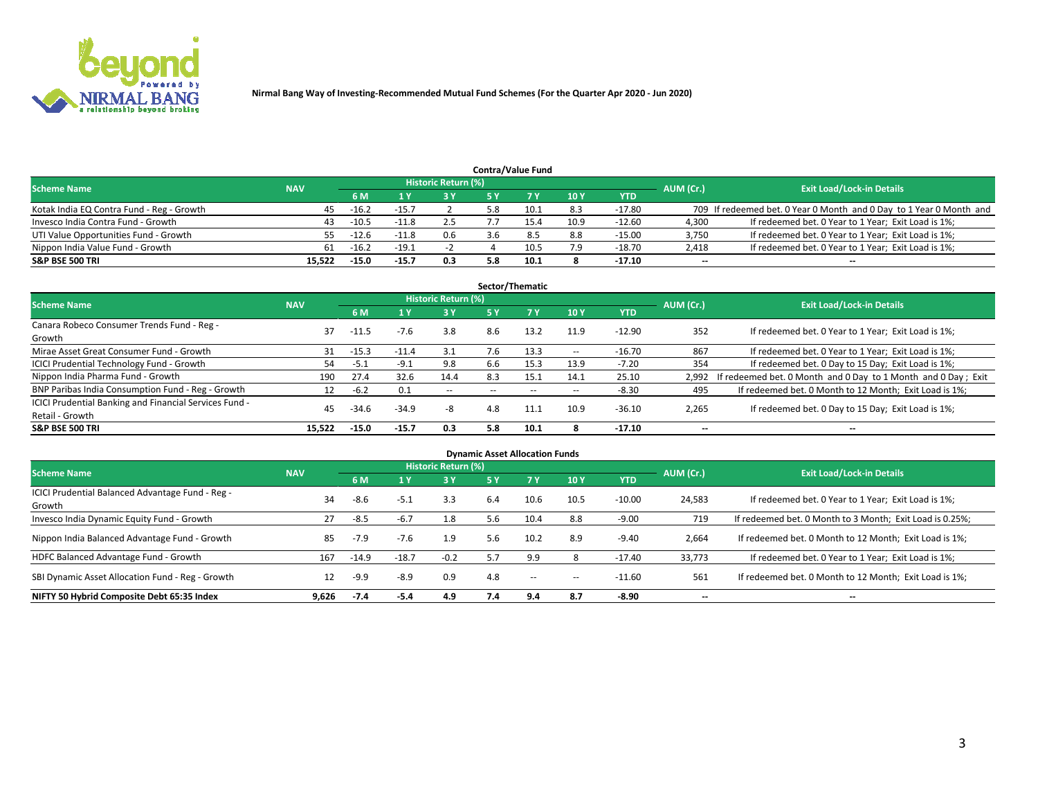Nirmal Bang Way of Investing-Recommended Mutual Fund Schemes (For the Quarter Apr 2020 - Jun 2020)

## Contra/Value Fund

| Scheme Name | NAV | Historic Return (%) | | | | | | | AUM (Cr.) | Exit Load/Lock-in Details |
|---|---|---|---|---|---|---|---|---|---|---|
| | | 6 M | 1 Y | 3 Y | 5 Y | 7 Y | 10 Y | YTD | | |
| Kotak India EQ Contra Fund - Reg - Growth | 45 | -16.2 | -15.7 | 2 | 5.8 | 10.1 | 8.3 | -17.80 | 709 | If redeemed bet. 0 Year 0 Month and 0 Day to 1 Year 0 Month and |
| Invesco India Contra Fund - Growth | 43 | -10.5 | -11.8 | 2.5 | 7.7 | 15.4 | 10.9 | -12.60 | 4,300 | If redeemed bet. 0 Year to 1 Year; Exit Load is 1%; |
| UTI Value Opportunities Fund - Growth | 55 | -12.6 | -11.8 | 0.6 | 3.6 | 8.5 | 8.8 | -15.00 | 3,750 | If redeemed bet. 0 Year to 1 Year; Exit Load is 1%; |
| Nippon India Value Fund - Growth | 61 | -16.2 | -19.1 | -2 | 4 | 10.5 | 7.9 | -18.70 | 2,418 | If redeemed bet. 0 Year to 1 Year; Exit Load is 1%; |
| **S&P BSE 500 TRI** | **15,522** | **-15.0** | **-15.7** | **0.3** | **5.8** | **10.1** | **8** | **-17.10** | **--** | **--** |

## Sector/Thematic

| Scheme Name | NAV | Historic Return (%) | | | | | | | AUM (Cr.) | Exit Load/Lock-in Details |
|---|---|---|---|---|---|---|---|---|---|---|
| | | 6 M | 1 Y | 3 Y | 5 Y | 7 Y | 10 Y | YTD | | |
| Canara Robeco Consumer Trends Fund - Reg - Growth | 37 | -11.5 | -7.6 | 3.8 | 8.6 | 13.2 | 11.9 | -12.90 | 352 | If redeemed bet. 0 Year to 1 Year; Exit Load is 1%; |
| Mirae Asset Great Consumer Fund - Growth | 31 | -15.3 | -11.4 | 3.1 | 7.6 | 13.3 | -- | -16.70 | 867 | If redeemed bet. 0 Year to 1 Year; Exit Load is 1%; |
| ICICI Prudential Technology Fund - Growth | 54 | -5.1 | -9.1 | 9.8 | 6.6 | 15.3 | 13.9 | -7.20 | 354 | If redeemed bet. 0 Day to 15 Day; Exit Load is 1%; |
| Nippon India Pharma Fund - Growth | 190 | 27.4 | 32.6 | 14.4 | 8.3 | 15.1 | 14.1 | 25.10 | 2,992 | If redeemed bet. 0 Month and 0 Day to 1 Month and 0 Day ; Exit |
| BNP Paribas India Consumption Fund - Reg - Growth | 12 | -6.2 | 0.1 | -- | -- | -- | -- | -8.30 | 495 | If redeemed bet. 0 Month to 12 Month; Exit Load is 1%; |
| ICICI Prudential Banking and Financial Services Fund - Retail - Growth | 45 | -34.6 | -34.9 | -8 | 4.8 | 11.1 | 10.9 | -36.10 | 2,265 | If redeemed bet. 0 Day to 15 Day; Exit Load is 1%; |
| **S&P BSE 500 TRI** | **15,522** | **-15.0** | **-15.7** | **0.3** | **5.8** | **10.1** | **8** | **-17.10** | **--** | **--** |

## Dynamic Asset Allocation Funds

| Scheme Name | NAV | Historic Return (%) | | | | | | | AUM (Cr.) | Exit Load/Lock-in Details |
|---|---|---|---|---|---|---|---|---|---|---|
| | | 6 M | 1 Y | 3 Y | 5 Y | 7 Y | 10 Y | YTD | | |
| ICICI Prudential Balanced Advantage Fund - Reg - Growth | 34 | -8.6 | -5.1 | 3.3 | 6.4 | 10.6 | 10.5 | -10.00 | 24,583 | If redeemed bet. 0 Year to 1 Year; Exit Load is 1%; |
| Invesco India Dynamic Equity Fund - Growth | 27 | -8.5 | -6.7 | 1.8 | 5.6 | 10.4 | 8.8 | -9.00 | 719 | If redeemed bet. 0 Month to 3 Month; Exit Load is 0.25%; |
| Nippon India Balanced Advantage Fund - Growth | 85 | -7.9 | -7.6 | 1.9 | 5.6 | 10.2 | 8.9 | -9.40 | 2,664 | If redeemed bet. 0 Month to 12 Month; Exit Load is 1%; |
| HDFC Balanced Advantage Fund - Growth | 167 | -14.9 | -18.7 | -0.2 | 5.7 | 9.9 | 8 | -17.40 | 33,773 | If redeemed bet. 0 Year to 1 Year; Exit Load is 1%; |
| SBI Dynamic Asset Allocation Fund - Reg - Growth | 12 | -9.9 | -8.9 | 0.9 | 4.8 | -- | -- | -11.60 | 561 | If redeemed bet. 0 Month to 12 Month; Exit Load is 1%; |
| **NIFTY 50 Hybrid Composite Debt 65:35 Index** | **9,626** | **-7.4** | **-5.4** | **4.9** | **7.4** | **9.4** | **8.7** | **-8.90** | **--** | **--** |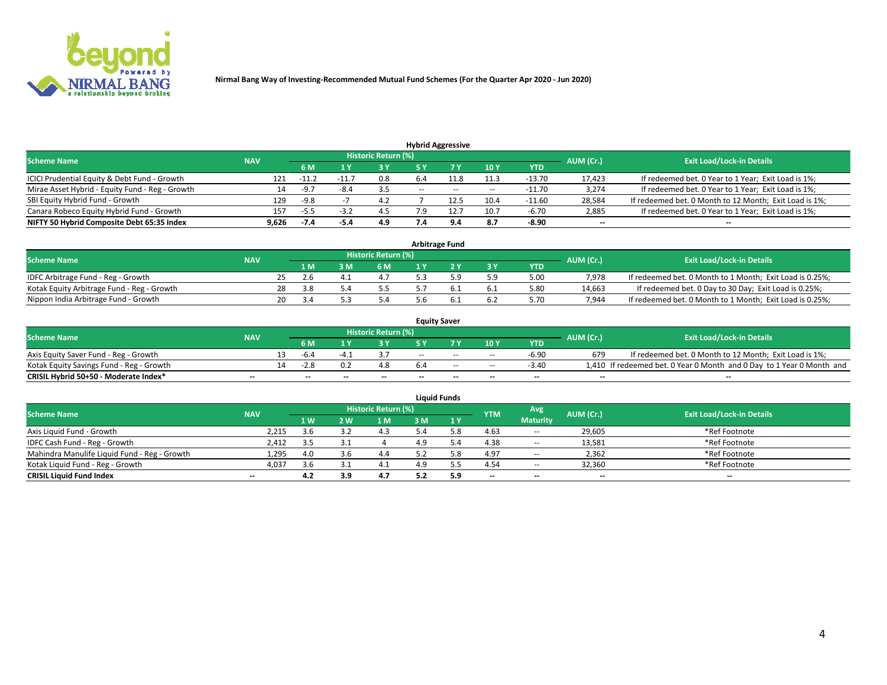Nirmal Bang Way of Investing-Recommended Mutual Fund Schemes (For the Quarter Apr 2020 - Jun 2020)

### Hybrid Aggressive

| Scheme Name | NAV | Historic Return (%) | | | | | | | AUM (Cr.) | Exit Load/Lock-in Details |
|---|---|---|---|---|---|---|---|---|---|---|
| | | 6 M | 1 Y | 3 Y | 5 Y | 7 Y | 10 Y | YTD | | |
| ICICI Prudential Equity & Debt Fund - Growth | 121 | -11.2 | -11.7 | 0.8 | 6.4 | 11.8 | 11.3 | -13.70 | 17,423 | If redeemed bet. 0 Year to 1 Year; Exit Load is 1%; |
| Mirae Asset Hybrid - Equity Fund - Reg - Growth | 14 | -9.7 | -8.4 | 3.5 | -- | -- | -- | -11.70 | 3,274 | If redeemed bet. 0 Year to 1 Year; Exit Load is 1%; |
| SBI Equity Hybrid Fund - Growth | 129 | -9.8 | -7 | 4.2 | 7 | 12.5 | 10.4 | -11.60 | 28,584 | If redeemed bet. 0 Month to 12 Month; Exit Load is 1%; |
| Canara Robeco Equity Hybrid Fund - Growth | 157 | -5.5 | -3.2 | 4.5 | 7.9 | 12.7 | 10.7 | -6.70 | 2,885 | If redeemed bet. 0 Year to 1 Year; Exit Load is 1%; |
| **NIFTY 50 Hybrid Composite Debt 65:35 Index** | **9,626** | **-7.4** | **-5.4** | **4.9** | **7.4** | **9.4** | **8.7** | **-8.90** | **--** | **--** |

### Arbitrage Fund

| Scheme Name | NAV | Historic Return (%) | | | | | | | AUM (Cr.) | Exit Load/Lock-in Details |
|---|---|---|---|---|---|---|---|---|---|---|
| | | 1 M | 3 M | 6 M | 1 Y | 2 Y | 3 Y | YTD | | |
| IDFC Arbitrage Fund - Reg - Growth | 25 | 2.6 | 4.1 | 4.7 | 5.3 | 5.9 | 5.9 | 5.00 | 7,978 | If redeemed bet. 0 Month to 1 Month; Exit Load is 0.25%; |
| Kotak Equity Arbitrage Fund - Reg - Growth | 28 | 3.8 | 5.4 | 5.5 | 5.7 | 6.1 | 6.1 | 5.80 | 14,663 | If redeemed bet. 0 Day to 30 Day; Exit Load is 0.25%; |
| Nippon India Arbitrage Fund - Growth | 20 | 3.4 | 5.3 | 5.4 | 5.6 | 6.1 | 6.2 | 5.70 | 7,944 | If redeemed bet. 0 Month to 1 Month; Exit Load is 0.25%; |

### Equity Saver

| Scheme Name | NAV | Historic Return (%) | | | | | | | AUM (Cr.) | Exit Load/Lock-in Details |
|---|---|---|---|---|---|---|---|---|---|---|
| | | 6 M | 1 Y | 3 Y | 5 Y | 7 Y | 10 Y | YTD | | |
| Axis Equity Saver Fund - Reg - Growth | 13 | -6.4 | -4.1 | 3.7 | -- | -- | -- | -6.90 | 679 | If redeemed bet. 0 Month to 12 Month; Exit Load is 1%; |
| Kotak Equity Savings Fund - Reg - Growth | 14 | -2.8 | 0.2 | 4.8 | 6.4 | -- | -- | -3.40 | 1,410 | If redeemed bet. 0 Year 0 Month and 0 Day to 1 Year 0 Month and |
| **CRISIL Hybrid 50+50 - Moderate Index*** | **--** | **--** | **--** | **--** | **--** | **--** | **--** | **--** | **--** | **--** |

### Liquid Funds

| Scheme Name | NAV | Historic Return (%) | | | | | YTM | Avg Maturity | AUM (Cr.) | Exit Load/Lock-in Details |
|---|---|---|---|---|---|---|---|---|---|---|
| | | 1 W | 2 W | 1 M | 3 M | 1 Y | | | | |
| Axis Liquid Fund - Growth | 2,215 | 3.6 | 3.2 | 4.3 | 5.4 | 5.8 | 4.63 | -- | 29,605 | *Ref Footnote |
| IDFC Cash Fund - Reg - Growth | 2,412 | 3.5 | 3.1 | 4 | 4.9 | 5.4 | 4.38 | -- | 13,581 | *Ref Footnote |
| Mahindra Manulife Liquid Fund - Reg - Growth | 1,295 | 4.0 | 3.6 | 4.4 | 5.2 | 5.8 | 4.97 | -- | 2,362 | *Ref Footnote |
| Kotak Liquid Fund - Reg - Growth | 4,037 | 3.6 | 3.1 | 4.1 | 4.9 | 5.5 | 4.54 | -- | 32,360 | *Ref Footnote |
| **CRISIL Liquid Fund Index** | **--** | **4.2** | **3.9** | **4.7** | **5.2** | **5.9** | **--** | **--** | **--** | **--** |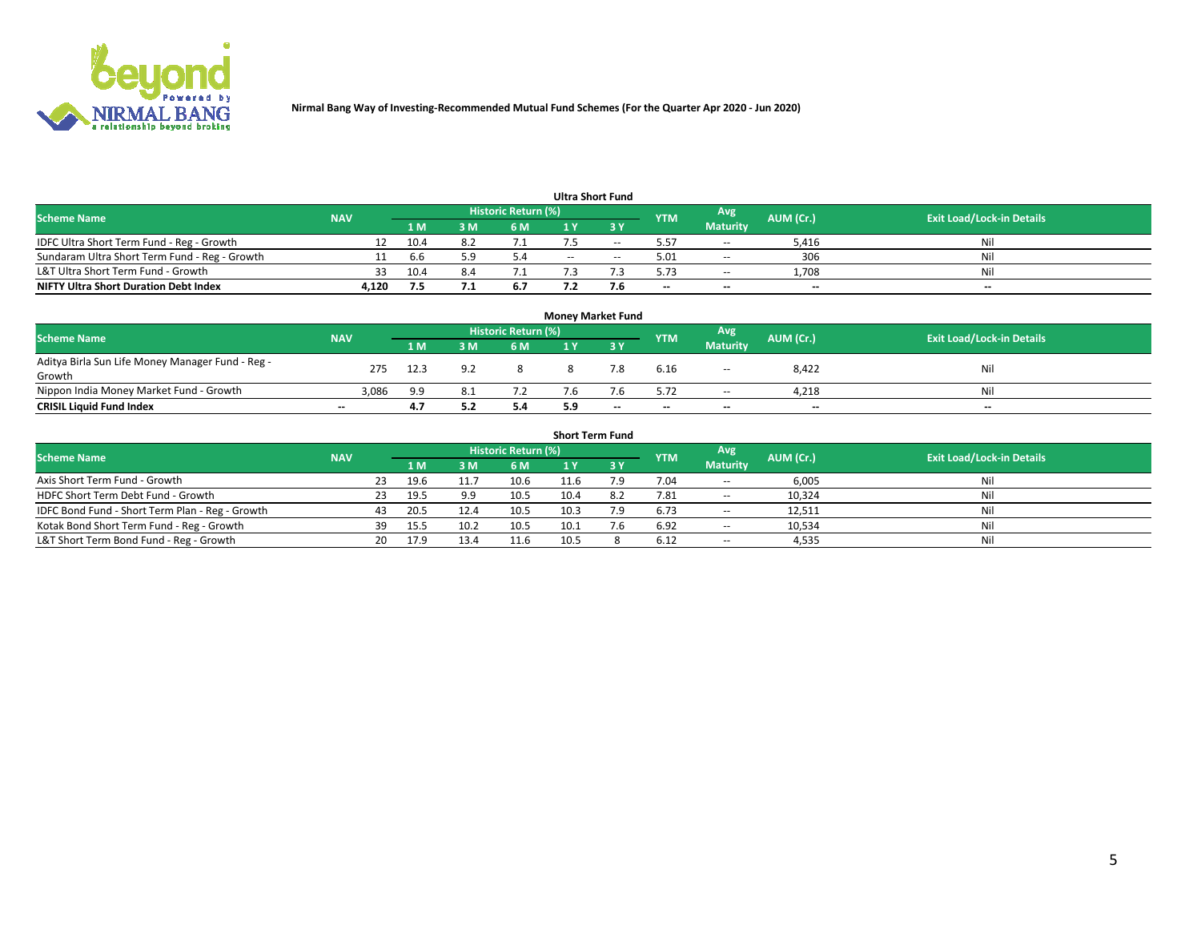**Nirmal Bang Way of Investing-Recommended Mutual Fund Schemes (For the Quarter Apr 2020 - Jun 2020)**

### Ultra Short Fund

| Scheme Name | NAV | Historic Return (%) | | | | | YTM | Avg Maturity | AUM (Cr.) | Exit Load/Lock-in Details |
|---|---|---|---|---|---|---|---|---|---|---|
| | | 1 M | 3 M | 6 M | 1 Y | 3 Y | | | | |
| IDFC Ultra Short Term Fund - Reg - Growth | 12 | 10.4 | 8.2 | 7.1 | 7.5 | -- | 5.57 | -- | 5,416 | Nil |
| Sundaram Ultra Short Term Fund - Reg - Growth | 11 | 6.6 | 5.9 | 5.4 | -- | -- | 5.01 | -- | 306 | Nil |
| L&T Ultra Short Term Fund - Growth | 33 | 10.4 | 8.4 | 7.1 | 7.3 | 7.3 | 5.73 | -- | 1,708 | Nil |
| **NIFTY Ultra Short Duration Debt Index** | **4,120** | **7.5** | **7.1** | **6.7** | **7.2** | **7.6** | **--** | **--** | **--** | **--** |

### Money Market Fund

| Scheme Name | NAV | Historic Return (%) | | | | | YTM | Avg Maturity | AUM (Cr.) | Exit Load/Lock-in Details |
|---|---|---|---|---|---|---|---|---|---|---|
| | | 1 M | 3 M | 6 M | 1 Y | 3 Y | | | | |
| Aditya Birla Sun Life Money Manager Fund - Reg - Growth | 275 | 12.3 | 9.2 | 8 | 8 | 7.8 | 6.16 | -- | 8,422 | Nil |
| Nippon India Money Market Fund - Growth | 3,086 | 9.9 | 8.1 | 7.2 | 7.6 | 7.6 | 5.72 | -- | 4,218 | Nil |
| **CRISIL Liquid Fund Index** | **--** | **4.7** | **5.2** | **5.4** | **5.9** | **--** | **--** | **--** | **--** | **--** |

### Short Term Fund

| Scheme Name | NAV | Historic Return (%) | | | | | YTM | Avg Maturity | AUM (Cr.) | Exit Load/Lock-in Details |
|---|---|---|---|---|---|---|---|---|---|---|
| | | 1 M | 3 M | 6 M | 1 Y | 3 Y | | | | |
| Axis Short Term Fund - Growth | 23 | 19.6 | 11.7 | 10.6 | 11.6 | 7.9 | 7.04 | -- | 6,005 | Nil |
| HDFC Short Term Debt Fund - Growth | 23 | 19.5 | 9.9 | 10.5 | 10.4 | 8.2 | 7.81 | -- | 10,324 | Nil |
| IDFC Bond Fund - Short Term Plan - Reg - Growth | 43 | 20.5 | 12.4 | 10.5 | 10.3 | 7.9 | 6.73 | -- | 12,511 | Nil |
| Kotak Bond Short Term Fund - Reg - Growth | 39 | 15.5 | 10.2 | 10.5 | 10.1 | 7.6 | 6.92 | -- | 10,534 | Nil |
| L&T Short Term Bond Fund - Reg - Growth | 20 | 17.9 | 13.4 | 11.6 | 10.5 | 8 | 6.12 | -- | 4,535 | Nil |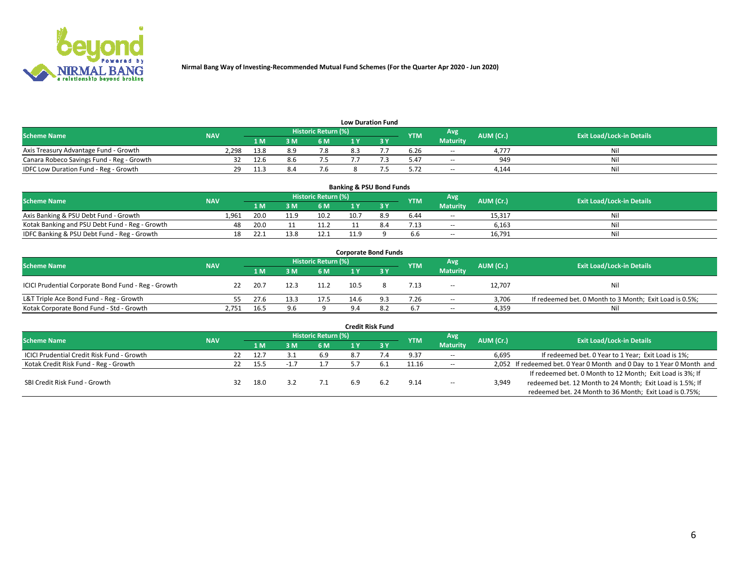Nirmal Bang Way of Investing-Recommended Mutual Fund Schemes (For the Quarter Apr 2020 - Jun 2020)

### Low Duration Fund

| Scheme Name | NAV | Historic Return (%) | | | | | YTM | Avg Maturity | AUM (Cr.) | Exit Load/Lock-in Details |
|---|---|---|---|---|---|---|---|---|---|---|
| | | 1 M | 3 M | 6 M | 1 Y | 3 Y | | | | |
| Axis Treasury Advantage Fund - Growth | 2,298 | 13.8 | 8.9 | 7.8 | 8.3 | 7.7 | 6.26 | -- | 4,777 | Nil |
| Canara Robeco Savings Fund - Reg - Growth | 32 | 12.6 | 8.6 | 7.5 | 7.7 | 7.3 | 5.47 | -- | 949 | Nil |
| IDFC Low Duration Fund - Reg - Growth | 29 | 11.3 | 8.4 | 7.6 | 8 | 7.5 | 5.72 | -- | 4,144 | Nil |

### Banking & PSU Bond Funds

| Scheme Name | NAV | Historic Return (%) | | | | | YTM | Avg Maturity | AUM (Cr.) | Exit Load/Lock-in Details |
|---|---|---|---|---|---|---|---|---|---|---|
| | | 1 M | 3 M | 6 M | 1 Y | 3 Y | | | | |
| Axis Banking & PSU Debt Fund - Growth | 1,961 | 20.0 | 11.9 | 10.2 | 10.7 | 8.9 | 6.44 | -- | 15,317 | Nil |
| Kotak Banking and PSU Debt Fund - Reg - Growth | 48 | 20.0 | 11 | 11.2 | 11 | 8.4 | 7.13 | -- | 6,163 | Nil |
| IDFC Banking & PSU Debt Fund - Reg - Growth | 18 | 22.1 | 13.8 | 12.1 | 11.9 | 9 | 6.6 | -- | 16,791 | Nil |

### Corporate Bond Funds

| Scheme Name | NAV | Historic Return (%) | | | | | YTM | Avg Maturity | AUM (Cr.) | Exit Load/Lock-in Details |
|---|---|---|---|---|---|---|---|---|---|---|
| | | 1 M | 3 M | 6 M | 1 Y | 3 Y | | | | |
| ICICI Prudential Corporate Bond Fund - Reg - Growth | 22 | 20.7 | 12.3 | 11.2 | 10.5 | 8 | 7.13 | -- | 12,707 | Nil |
| L&T Triple Ace Bond Fund - Reg - Growth | 55 | 27.6 | 13.3 | 17.5 | 14.6 | 9.3 | 7.26 | -- | 3,706 | If redeemed bet. 0 Month to 3 Month; Exit Load is 0.5%; |
| Kotak Corporate Bond Fund - Std - Growth | 2,751 | 16.5 | 9.6 | 9 | 9.4 | 8.2 | 6.7 | -- | 4,359 | Nil |

### Credit Risk Fund

| Scheme Name | NAV | Historic Return (%) | | | | | YTM | Avg Maturity | AUM (Cr.) | Exit Load/Lock-in Details |
|---|---|---|---|---|---|---|---|---|---|---|
| | | 1 M | 3 M | 6 M | 1 Y | 3 Y | | | | |
| ICICI Prudential Credit Risk Fund - Growth | 22 | 12.7 | 3.1 | 6.9 | 8.7 | 7.4 | 9.37 | -- | 6,695 | If redeemed bet. 0 Year to 1 Year; Exit Load is 1%; |
| Kotak Credit Risk Fund - Reg - Growth | 22 | 15.5 | -1.7 | 1.7 | 5.7 | 6.1 | 11.16 | -- | 2,052 | If redeemed bet. 0 Year 0 Month and 0 Day to 1 Year 0 Month and |
| SBI Credit Risk Fund - Growth | 32 | 18.0 | 3.2 | 7.1 | 6.9 | 6.2 | 9.14 | -- | 3,949 | If redeemed bet. 0 Month to 12 Month; Exit Load is 3%; If redeemed bet. 12 Month to 24 Month; Exit Load is 1.5%; If redeemed bet. 24 Month to 36 Month; Exit Load is 0.75%; |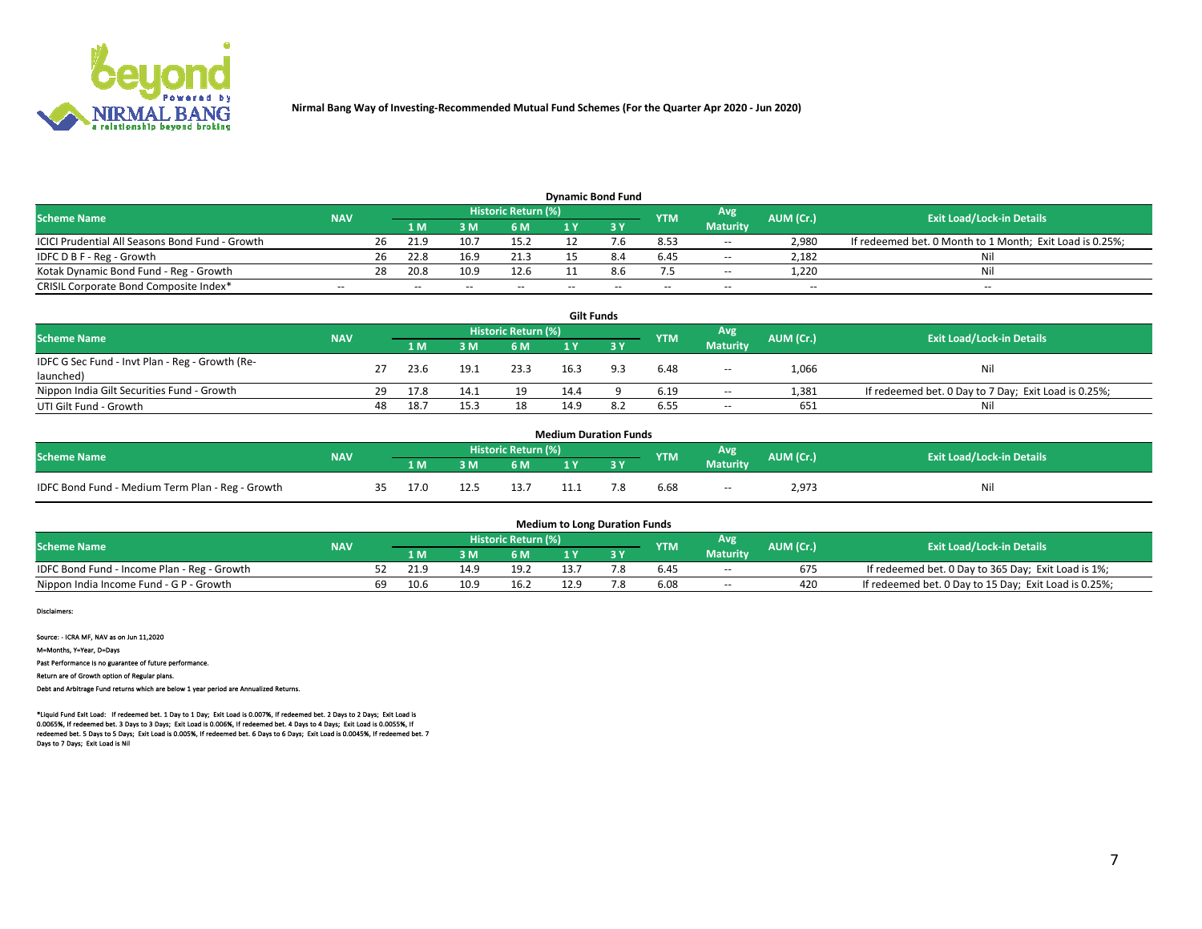Nirmal Bang Way of Investing-Recommended Mutual Fund Schemes (For the Quarter Apr 2020 - Jun 2020)

## Dynamic Bond Fund

| Scheme Name | NAV | Historic Return (%) | | | | | YTM | Avg Maturity | AUM (Cr.) | Exit Load/Lock-in Details |
|---|---|---|---|---|---|---|---|---|---|---|
| | | 1 M | 3 M | 6 M | 1 Y | 3 Y | | | | |
| ICICI Prudential All Seasons Bond Fund - Growth | 26 | 21.9 | 10.7 | 15.2 | 12 | 7.6 | 8.53 | -- | 2,980 | If redeemed bet. 0 Month to 1 Month; Exit Load is 0.25%; |
| IDFC D B F - Reg - Growth | 26 | 22.8 | 16.9 | 21.3 | 15 | 8.4 | 6.45 | -- | 2,182 | Nil |
| Kotak Dynamic Bond Fund - Reg - Growth | 28 | 20.8 | 10.9 | 12.6 | 11 | 8.6 | 7.5 | -- | 1,220 | Nil |
| CRISIL Corporate Bond Composite Index* | -- | -- | -- | -- | -- | -- | -- | -- | -- | -- |

## Gilt Funds

| Scheme Name | NAV | Historic Return (%) | | | | | YTM | Avg Maturity | AUM (Cr.) | Exit Load/Lock-in Details |
|---|---|---|---|---|---|---|---|---|---|---|
| | | 1 M | 3 M | 6 M | 1 Y | 3 Y | | | | |
| IDFC G Sec Fund - Invt Plan - Reg - Growth (Re-launched) | 27 | 23.6 | 19.1 | 23.3 | 16.3 | 9.3 | 6.48 | -- | 1,066 | Nil |
| Nippon India Gilt Securities Fund - Growth | 29 | 17.8 | 14.1 | 19 | 14.4 | 9 | 6.19 | -- | 1,381 | If redeemed bet. 0 Day to 7 Day; Exit Load is 0.25%; |
| UTI Gilt Fund - Growth | 48 | 18.7 | 15.3 | 18 | 14.9 | 8.2 | 6.55 | -- | 651 | Nil |

## Medium Duration Funds

| Scheme Name | NAV | Historic Return (%) | | | | | YTM | Avg Maturity | AUM (Cr.) | Exit Load/Lock-in Details |
|---|---|---|---|---|---|---|---|---|---|---|
| | | 1 M | 3 M | 6 M | 1 Y | 3 Y | | | | |
| IDFC Bond Fund - Medium Term Plan - Reg - Growth | 35 | 17.0 | 12.5 | 13.7 | 11.1 | 7.8 | 6.68 | -- | 2,973 | Nil |

## Medium to Long Duration Funds

| Scheme Name | NAV | Historic Return (%) | | | | | YTM | Avg Maturity | AUM (Cr.) | Exit Load/Lock-in Details |
|---|---|---|---|---|---|---|---|---|---|---|
| | | 1 M | 3 M | 6 M | 1 Y | 3 Y | | | | |
| IDFC Bond Fund - Income Plan - Reg - Growth | 52 | 21.9 | 14.9 | 19.2 | 13.7 | 7.8 | 6.45 | -- | 675 | If redeemed bet. 0 Day to 365 Day; Exit Load is 1%; |
| Nippon India Income Fund - G P - Growth | 69 | 10.6 | 10.9 | 16.2 | 12.9 | 7.8 | 6.08 | -- | 420 | If redeemed bet. 0 Day to 15 Day; Exit Load is 0.25%; |

Disclaimers:

Source: - ICRA MF, NAV as on Jun 11,2020

M=Months, Y=Year, D=Days

Past Performance is no guarantee of future performance.

Return are of Growth option of Regular plans.

Debt and Arbitrage Fund returns which are below 1 year period are Annualized Returns.

*Liquid Fund Exit Load: If redeemed bet. 1 Day to 1 Day; Exit Load is 0.007%, If redeemed bet. 2 Days to 2 Days; Exit Load is 0.0065%, If redeemed bet. 3 Days to 3 Days; Exit Load is 0.006%, If redeemed bet. 4 Days to 4 Days; Exit Load is 0.0055%, If redeemed bet. 5 Days to 5 Days; Exit Load is 0.005%, If redeemed bet. 6 Days to 6 Days; Exit Load is 0.0045%, If redeemed bet. 7 Days to 7 Days; Exit Load is Nil